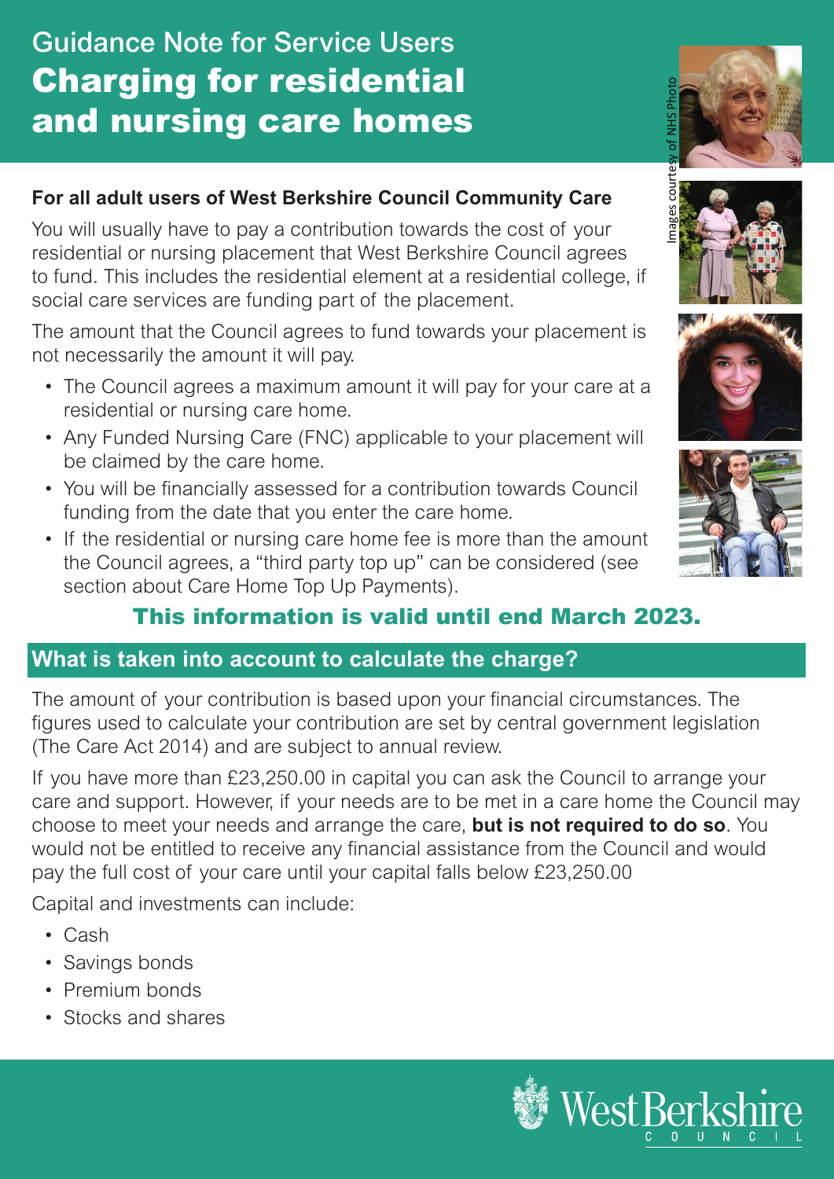Guidance Note for Service Users

# Charging for residential and nursing care homes

**For all adult users of West Berkshire Council Community Care**

You will usually have to pay a contribution towards the cost of your residential or nursing placement that West Berkshire Council agrees to fund. This includes the residential element at a residential college, if social care services are funding part of the placement.

The amount that the Council agrees to fund towards your placement is not necessarily the amount it will pay.

- The Council agrees a maximum amount it will pay for your care at a residential or nursing care home.
- Any Funded Nursing Care (FNC) applicable to your placement will be claimed by the care home.
- You will be financially assessed for a contribution towards Council funding from the date that you enter the care home.
- If the residential or nursing care home fee is more than the amount the Council agrees, a "third party top up" can be considered (see section about Care Home Top Up Payments).

Images courtesy of NHS Photo

**This information is valid until end March 2023.**

## What is taken into account to calculate the charge?

The amount of your contribution is based upon your financial circumstances. The figures used to calculate your contribution are set by central government legislation (The Care Act 2014) and are subject to annual review.

If you have more than £23,250.00 in capital you can ask the Council to arrange your care and support. However, if your needs are to be met in a care home the Council may choose to meet your needs and arrange the care, **but is not required to do so**. You would not be entitled to receive any financial assistance from the Council and would pay the full cost of your care until your capital falls below £23,250.00

Capital and investments can include:

- Cash
- Savings bonds
- Premium bonds
- Stocks and shares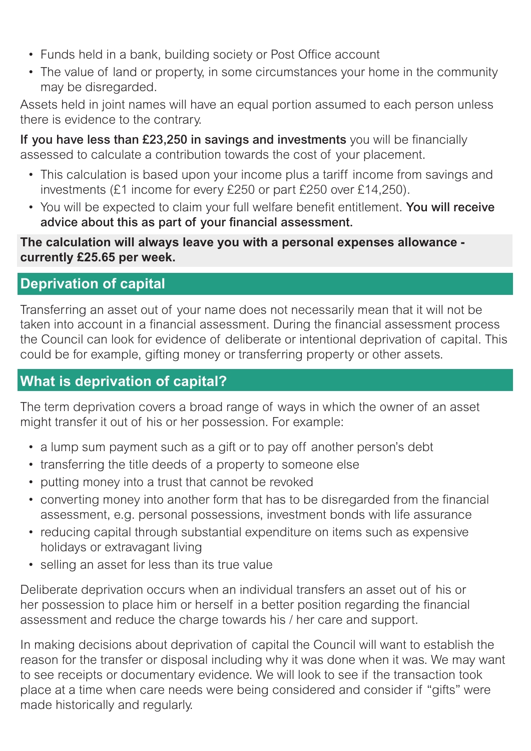- Funds held in a bank, building society or Post Office account
- The value of land or property, in some circumstances your home in the community may be disregarded.

Assets held in joint names will have an equal portion assumed to each person unless there is evidence to the contrary.

**If you have less than £23,250 in savings and investments** you will be financially assessed to calculate a contribution towards the cost of your placement.

- This calculation is based upon your income plus a tariff income from savings and investments (£1 income for every £250 or part £250 over £14,250).
- You will be expected to claim your full welfare benefit entitlement. **You will receive advice about this as part of your financial assessment.**

**The calculation will always leave you with a personal expenses allowance - currently £25.65 per week.**

## Deprivation of capital

Transferring an asset out of your name does not necessarily mean that it will not be taken into account in a financial assessment. During the financial assessment process the Council can look for evidence of deliberate or intentional deprivation of capital. This could be for example, gifting money or transferring property or other assets.

## What is deprivation of capital?

The term deprivation covers a broad range of ways in which the owner of an asset might transfer it out of his or her possession. For example:

- a lump sum payment such as a gift or to pay off another person's debt
- transferring the title deeds of a property to someone else
- putting money into a trust that cannot be revoked
- converting money into another form that has to be disregarded from the financial assessment, e.g. personal possessions, investment bonds with life assurance
- reducing capital through substantial expenditure on items such as expensive holidays or extravagant living
- selling an asset for less than its true value

Deliberate deprivation occurs when an individual transfers an asset out of his or her possession to place him or herself in a better position regarding the financial assessment and reduce the charge towards his / her care and support.

In making decisions about deprivation of capital the Council will want to establish the reason for the transfer or disposal including why it was done when it was. We may want to see receipts or documentary evidence. We will look to see if the transaction took place at a time when care needs were being considered and consider if "gifts" were made historically and regularly.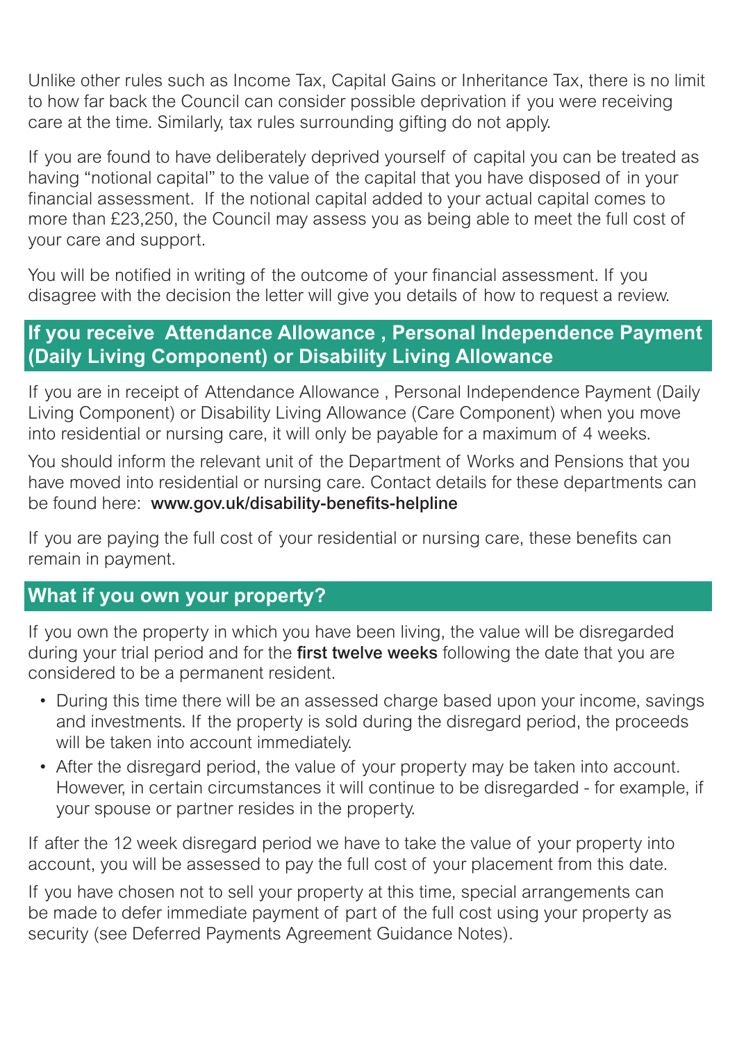Unlike other rules such as Income Tax, Capital Gains or Inheritance Tax, there is no limit to how far back the Council can consider possible deprivation if you were receiving care at the time. Similarly, tax rules surrounding gifting do not apply.

If you are found to have deliberately deprived yourself of capital you can be treated as having "notional capital" to the value of the capital that you have disposed of in your financial assessment. If the notional capital added to your actual capital comes to more than £23,250, the Council may assess you as being able to meet the full cost of your care and support.

You will be notified in writing of the outcome of your financial assessment. If you disagree with the decision the letter will give you details of how to request a review.

## If you receive Attendance Allowance , Personal Independence Payment (Daily Living Component) or Disability Living Allowance

If you are in receipt of Attendance Allowance , Personal Independence Payment (Daily Living Component) or Disability Living Allowance (Care Component) when you move into residential or nursing care, it will only be payable for a maximum of 4 weeks.

You should inform the relevant unit of the Department of Works and Pensions that you have moved into residential or nursing care. Contact details for these departments can be found here: **www.gov.uk/disability-benefits-helpline**

If you are paying the full cost of your residential or nursing care, these benefits can remain in payment.

## What if you own your property?

If you own the property in which you have been living, the value will be disregarded during your trial period and for the **first twelve weeks** following the date that you are considered to be a permanent resident.

- During this time there will be an assessed charge based upon your income, savings and investments. If the property is sold during the disregard period, the proceeds will be taken into account immediately.
- After the disregard period, the value of your property may be taken into account. However, in certain circumstances it will continue to be disregarded - for example, if your spouse or partner resides in the property.

If after the 12 week disregard period we have to take the value of your property into account, you will be assessed to pay the full cost of your placement from this date.

If you have chosen not to sell your property at this time, special arrangements can be made to defer immediate payment of part of the full cost using your property as security (see Deferred Payments Agreement Guidance Notes).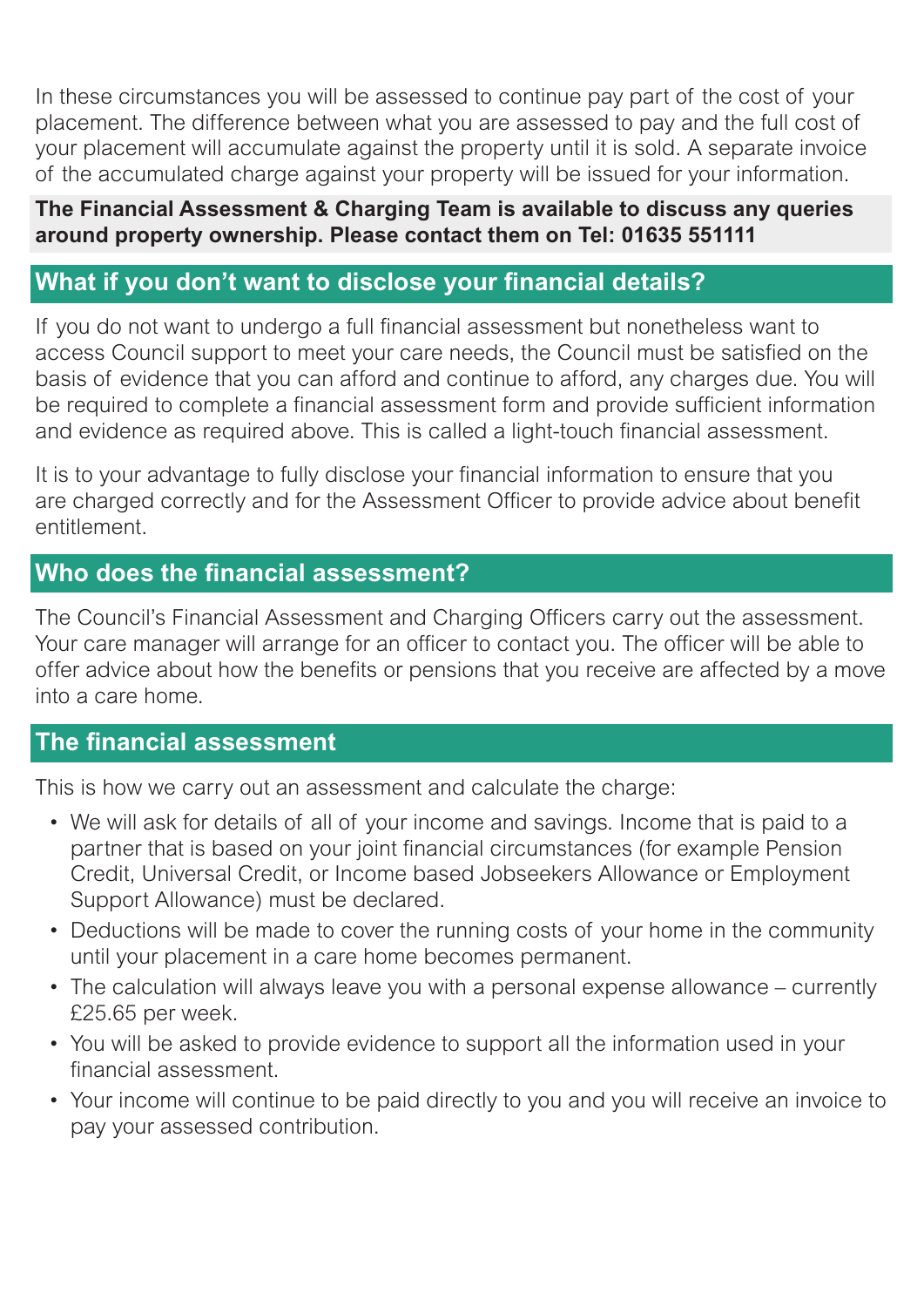In these circumstances you will be assessed to continue pay part of the cost of your placement. The difference between what you are assessed to pay and the full cost of your placement will accumulate against the property until it is sold. A separate invoice of the accumulated charge against your property will be issued for your information.

**The Financial Assessment & Charging Team is available to discuss any queries around property ownership. Please contact them on Tel: 01635 551111**

## What if you don't want to disclose your financial details?

If you do not want to undergo a full financial assessment but nonetheless want to access Council support to meet your care needs, the Council must be satisfied on the basis of evidence that you can afford and continue to afford, any charges due. You will be required to complete a financial assessment form and provide sufficient information and evidence as required above. This is called a light-touch financial assessment.

It is to your advantage to fully disclose your financial information to ensure that you are charged correctly and for the Assessment Officer to provide advice about benefit entitlement.

## Who does the financial assessment?

The Council's Financial Assessment and Charging Officers carry out the assessment. Your care manager will arrange for an officer to contact you. The officer will be able to offer advice about how the benefits or pensions that you receive are affected by a move into a care home.

## The financial assessment

This is how we carry out an assessment and calculate the charge:

- We will ask for details of all of your income and savings. Income that is paid to a partner that is based on your joint financial circumstances (for example Pension Credit, Universal Credit, or Income based Jobseekers Allowance or Employment Support Allowance) must be declared.
- Deductions will be made to cover the running costs of your home in the community until your placement in a care home becomes permanent.
- The calculation will always leave you with a personal expense allowance – currently £25.65 per week.
- You will be asked to provide evidence to support all the information used in your financial assessment.
- Your income will continue to be paid directly to you and you will receive an invoice to pay your assessed contribution.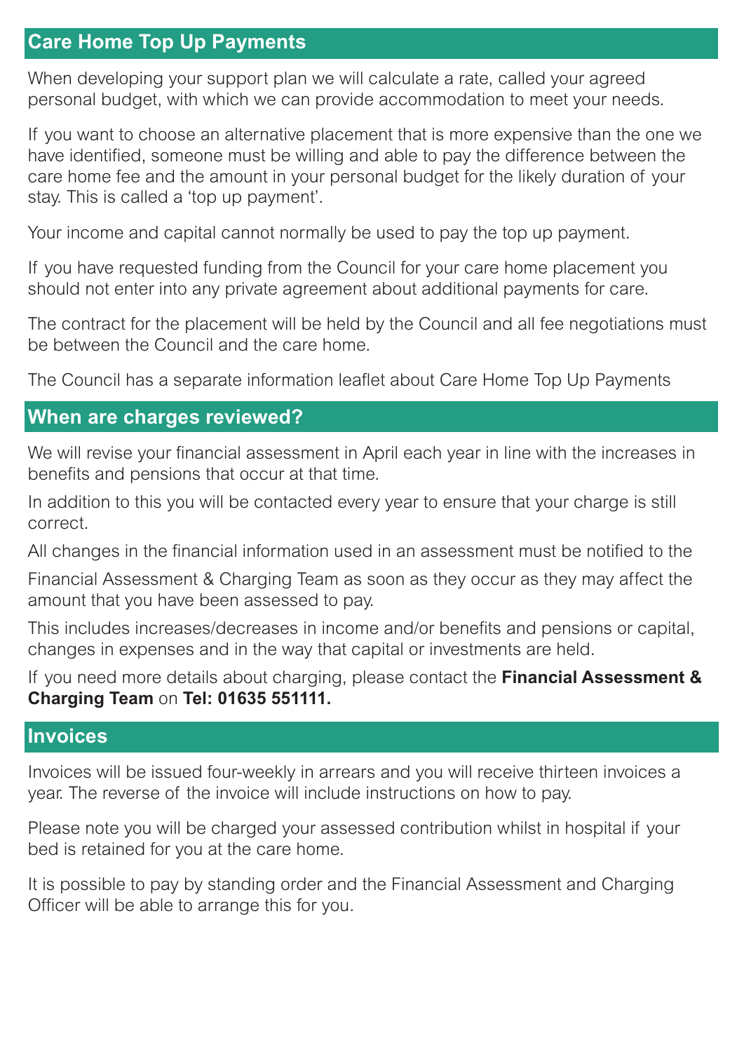## Care Home Top Up Payments

When developing your support plan we will calculate a rate, called your agreed personal budget, with which we can provide accommodation to meet your needs.

If you want to choose an alternative placement that is more expensive than the one we have identified, someone must be willing and able to pay the difference between the care home fee and the amount in your personal budget for the likely duration of your stay. This is called a 'top up payment'.

Your income and capital cannot normally be used to pay the top up payment.

If you have requested funding from the Council for your care home placement you should not enter into any private agreement about additional payments for care.

The contract for the placement will be held by the Council and all fee negotiations must be between the Council and the care home.

The Council has a separate information leaflet about Care Home Top Up Payments

## When are charges reviewed?

We will revise your financial assessment in April each year in line with the increases in benefits and pensions that occur at that time.

In addition to this you will be contacted every year to ensure that your charge is still correct.

All changes in the financial information used in an assessment must be notified to the Financial Assessment & Charging Team as soon as they occur as they may affect the amount that you have been assessed to pay.

This includes increases/decreases in income and/or benefits and pensions or capital, changes in expenses and in the way that capital or investments are held.

If you need more details about charging, please contact the **Financial Assessment & Charging Team** on **Tel: 01635 551111.**

## Invoices

Invoices will be issued four-weekly in arrears and you will receive thirteen invoices a year. The reverse of the invoice will include instructions on how to pay.

Please note you will be charged your assessed contribution whilst in hospital if your bed is retained for you at the care home.

It is possible to pay by standing order and the Financial Assessment and Charging Officer will be able to arrange this for you.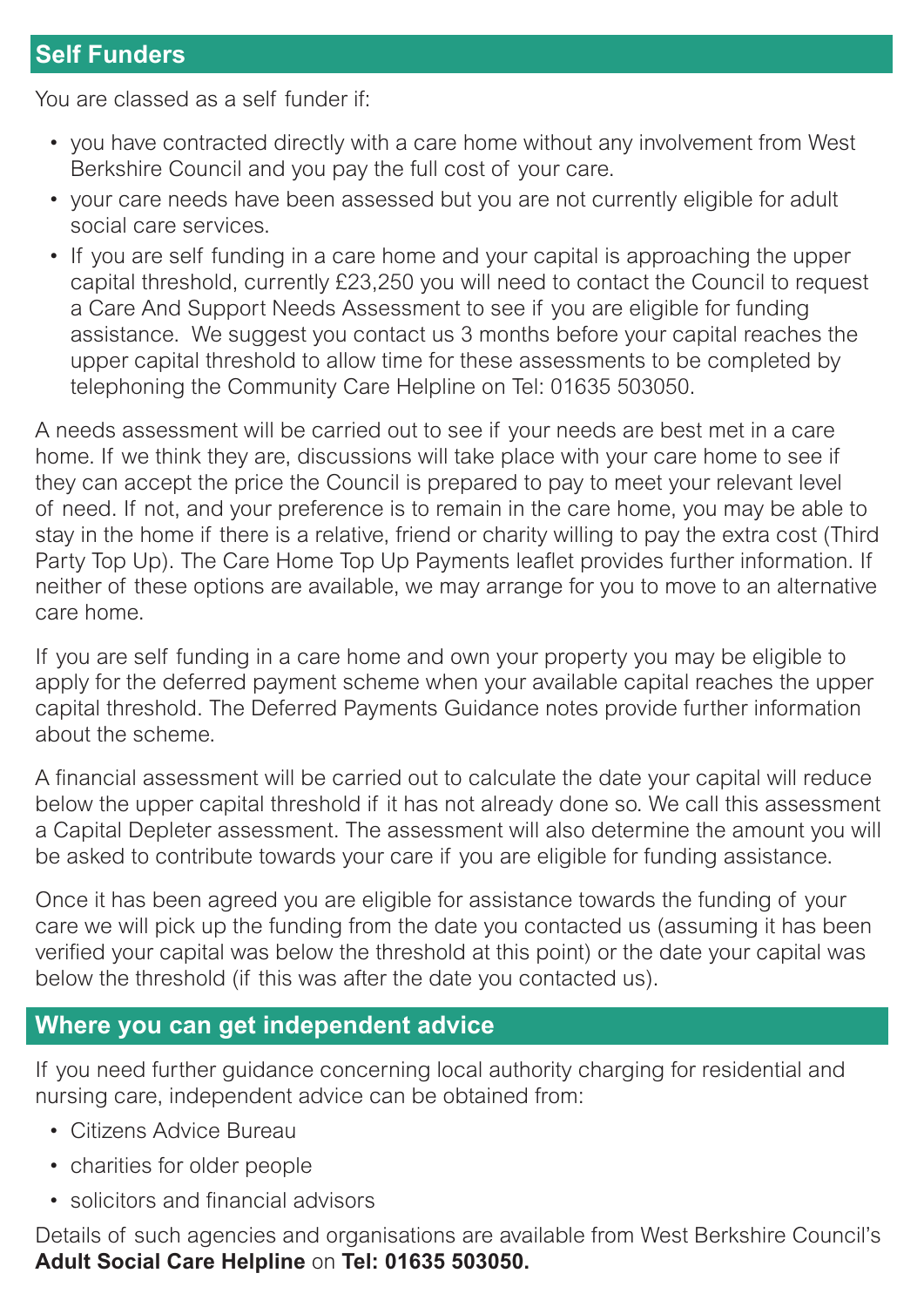## Self Funders

You are classed as a self funder if:

- you have contracted directly with a care home without any involvement from West Berkshire Council and you pay the full cost of your care.
- your care needs have been assessed but you are not currently eligible for adult social care services.
- If you are self funding in a care home and your capital is approaching the upper capital threshold, currently £23,250 you will need to contact the Council to request a Care And Support Needs Assessment to see if you are eligible for funding assistance. We suggest you contact us 3 months before your capital reaches the upper capital threshold to allow time for these assessments to be completed by telephoning the Community Care Helpline on Tel: 01635 503050.

A needs assessment will be carried out to see if your needs are best met in a care home. If we think they are, discussions will take place with your care home to see if they can accept the price the Council is prepared to pay to meet your relevant level of need. If not, and your preference is to remain in the care home, you may be able to stay in the home if there is a relative, friend or charity willing to pay the extra cost (Third Party Top Up). The Care Home Top Up Payments leaflet provides further information. If neither of these options are available, we may arrange for you to move to an alternative care home.

If you are self funding in a care home and own your property you may be eligible to apply for the deferred payment scheme when your available capital reaches the upper capital threshold. The Deferred Payments Guidance notes provide further information about the scheme.

A financial assessment will be carried out to calculate the date your capital will reduce below the upper capital threshold if it has not already done so. We call this assessment a Capital Depleter assessment. The assessment will also determine the amount you will be asked to contribute towards your care if you are eligible for funding assistance.

Once it has been agreed you are eligible for assistance towards the funding of your care we will pick up the funding from the date you contacted us (assuming it has been verified your capital was below the threshold at this point) or the date your capital was below the threshold (if this was after the date you contacted us).

## Where you can get independent advice

If you need further guidance concerning local authority charging for residential and nursing care, independent advice can be obtained from:

- Citizens Advice Bureau
- charities for older people
- solicitors and financial advisors

Details of such agencies and organisations are available from West Berkshire Council's **Adult Social Care Helpline** on **Tel: 01635 503050.**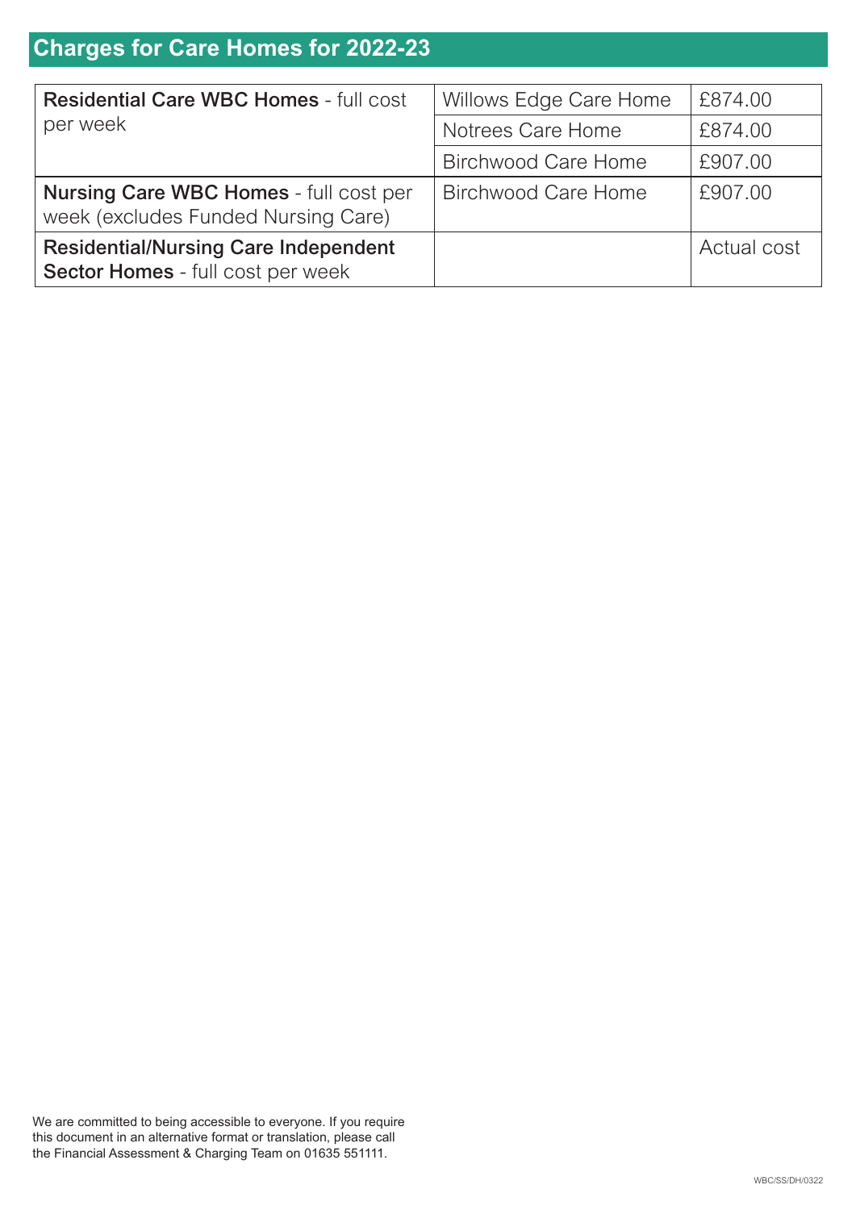## Charges for Care Homes for 2022-23

| | | |
|---|---|---|
| **Residential Care WBC Homes** - full cost per week | Willows Edge Care Home | £874.00 |
| | Notrees Care Home | £874.00 |
| | Birchwood Care Home | £907.00 |
| **Nursing Care WBC Homes** - full cost per week (excludes Funded Nursing Care) | Birchwood Care Home | £907.00 |
| **Residential/Nursing Care Independent Sector Homes** - full cost per week | | Actual cost |

We are committed to being accessible to everyone. If you require this document in an alternative format or translation, please call the Financial Assessment & Charging Team on 01635 551111.

WBC/SS/DH/0322